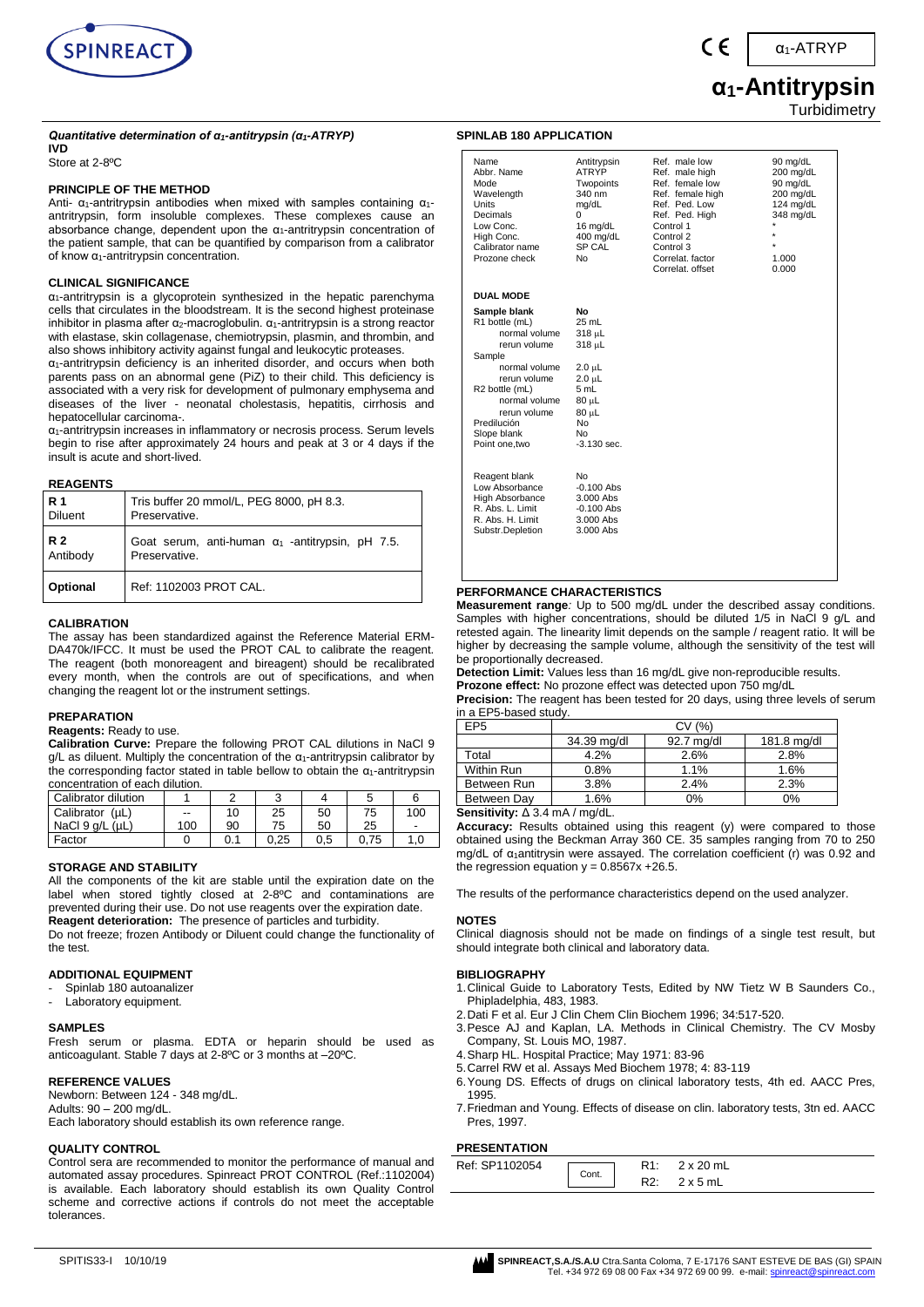# $\alpha_1$-Antitrypsin

Turbidimetry

$\alpha_1$-ATRYP

***Quantitative determination of $\alpha_1$-antitrypsin ($\alpha_1$-ATRYP)***

**IVD**

Store at 2-8ºC

## PRINCIPLE OF THE METHOD

Anti- $\alpha_1$-antritrypsin antibodies when mixed with samples containing $\alpha_1$-antritrypsin, form insoluble complexes. These complexes cause an absorbance change, dependent upon the $\alpha_1$-antritrypsin concentration of the patient sample, that can be quantified by comparison from a calibrator of know $\alpha_1$-antitrypsin concentration.

## CLINICAL SIGNIFICANCE

$\alpha_1$-antitrypsin is a glycoprotein synthesized in the hepatic parenchyma cells that circulates in the bloodstream. It is the second highest proteinase inhibitor in plasma after $\alpha_2$-macroglobulin. $\alpha_1$-antitrypsin is a strong reactor with elastase, skin collagenase, chemiotrypsin, plasmin, and thrombin, and also shows inhibitory activity against fungal and leukocytic proteases.

$\alpha_1$-antitrypsin deficiency is an inherited disorder, and occurs when both parents pass on an abnormal gene (PiZ) to their child. This deficiency is associated with a very risk for development of pulmonary emphysema and diseases of the liver - neonatal cholestasis, hepatitis, cirrhosis and hepatocellular carcinoma-.

$\alpha_1$-antitrypsin increases in inflammatory or necrosis process. Serum levels begin to rise after approximately 24 hours and peak at 3 or 4 days if the insult is acute and short-lived.

## REAGENTS

| | |
|---|---|
| **R 1** Diluent | Tris buffer 20 mmol/L, PEG 8000, pH 8.3. Preservative. |
| **R 2** Antibody | Goat serum, anti-human $\alpha_1$ -antitrypsin, pH 7.5. Preservative. |
| **Optional** | Ref: 1102003 PROT CAL. |

## CALIBRATION

The assay has been standardized against the Reference Material ERM-DA470k/IFCC. It must be used the PROT CAL to calibrate the reagent. The reagent (both monoreagent and bireagent) should be recalibrated every month, when the controls are out of specifications, and when changing the reagent lot or the instrument settings.

## PREPARATION

**Reagents:** Ready to use.

**Calibration Curve:** Prepare the following PROT CAL dilutions in NaCl 9 g/L as diluent. Multiply the concentration of the $\alpha_1$-antitrypsin calibrator by the corresponding factor stated in table bellow to obtain the $\alpha_1$-antritrypsin concentration of each dilution.

| Calibrator dilution | 1 | 2 | 3 | 4 | 5 | 6 |
|---|---|---|---|---|---|---|
| Calibrator (µL) | -- | 10 | 25 | 50 | 75 | 100 |
| NaCl 9 g/L (µL) | 100 | 90 | 75 | 50 | 25 | - |
| Factor | 0 | 0.1 | 0,25 | 0,5 | 0,75 | 1,0 |

## STORAGE AND STABILITY

All the components of the kit are stable until the expiration date on the label when stored tightly closed at 2-8ºC and contaminations are prevented during their use. Do not use reagents over the expiration date.

**Reagent deterioration:** The presence of particles and turbidity.

Do not freeze; frozen Antibody or Diluent could change the functionality of the test.

## ADDITIONAL EQUIPMENT

- Spinlab 180 autoanalizer
- Laboratory equipment.

## SAMPLES

Fresh serum or plasma. EDTA or heparin should be used as anticoagulant. Stable 7 days at 2-8ºC or 3 months at –20ºC.

## REFERENCE VALUES

Newborn: Between 124 - 348 mg/dL.

Adults: 90 – 200 mg/dL.

Each laboratory should establish its own reference range.

## QUALITY CONTROL

Control sera are recommended to monitor the performance of manual and automated assay procedures. Spinreact PROT CONTROL (Ref.:1102004) is available. Each laboratory should establish its own Quality Control scheme and corrective actions if controls do not meet the acceptable tolerances.

## SPINLAB 180 APPLICATION

| | | | |
|---|---|---|---|
| Name | Antitrypsin | Ref. male low | 90 mg/dL |
| Abbr. Name | ATRYP | Ref. male high | 200 mg/dL |
| Mode | Twopoints | Ref. female low | 90 mg/dL |
| Wavelength | 340 nm | Ref. female high | 200 mg/dL |
| Units | mg/dL | Ref. Ped. Low | 124 mg/dL |
| Decimals | 0 | Ref. Ped. High | 348 mg/dL |
| Low Conc. | 16 mg/dL | Control 1 | * |
| High Conc. | 400 mg/dL | Control 2 | * |
| Calibrator name | SP CAL | Control 3 | * |
| Prozone check | No | Correlat. factor | 1.000 |
| | | Correlat. offset | 0.000 |

**DUAL MODE**

| | |
|---|---|
| **Sample blank** | **No** |
| R1 bottle (mL) | 25 mL |
| normal volume | 318 µL |
| rerun volume | 318 µL |
| Sample | |
| normal volume | 2.0 µL |
| rerun volume | 2.0 µL |
| R2 bottle (mL) | 5 mL |
| normal volume | 80 µL |
| rerun volume | 80 µL |
| Predilución | No |
| Slope blank | No |
| Point one,two | -3.130 sec. |
| | |
| Reagent blank | No |
| Low Absorbance | -0.100 Abs |
| High Absorbance | 3.000 Abs |
| R. Abs. L. Limit | -0.100 Abs |
| R. Abs. H. Limit | 3.000 Abs |
| Substr.Depletion | 3.000 Abs |

## PERFORMANCE CHARACTERISTICS

**Measurement range***:* Up to 500 mg/dL under the described assay conditions. Samples with higher concentrations, should be diluted 1/5 in NaCl 9 g/L and retested again. The linearity limit depends on the sample / reagent ratio. It will be higher by decreasing the sample volume, although the sensitivity of the test will be proportionally decreased.

**Detection Limit:** Values less than 16 mg/dL give non-reproducible results.

**Prozone effect:** No prozone effect was detected upon 750 mg/dL

**Precision:** The reagent has been tested for 20 days, using three levels of serum in a EP5-based study.

| EP5 | CV (%) | | |
|---|---|---|---|
| | 34.39 mg/dl | 92.7 mg/dl | 181.8 mg/dl |
| Total | 4.2% | 2.6% | 2.8% |
| Within Run | 0.8% | 1.1% | 1.6% |
| Between Run | 3.8% | 2.4% | 2.3% |
| Between Day | 1.6% | 0% | 0% |

**Sensitivity:** Δ 3.4 mA / mg/dL.

**Accuracy:** Results obtained using this reagent (y) were compared to those obtained using the Beckman Array 360 CE. 35 samples ranging from 70 to 250 mg/dL of $\alpha_1$antitrypsin were assayed. The correlation coefficient (r) was 0.92 and the regression equation y = 0.8567x +26.5.

The results of the performance characteristics depend on the used analyzer.

## NOTES

Clinical diagnosis should not be made on findings of a single test result, but should integrate both clinical and laboratory data.

## BIBLIOGRAPHY

1. Clinical Guide to Laboratory Tests, Edited by NW Tietz W B Saunders Co., Phipladelphia, 483, 1983.
2. Dati F et al. Eur J Clin Chem Clin Biochem 1996; 34:517-520.
3. Pesce AJ and Kaplan, LA. Methods in Clinical Chemistry. The CV Mosby Company, St. Louis MO, 1987.
4. Sharp HL. Hospital Practice; May 1971: 83-96
5. Carrel RW et al. Assays Med Biochem 1978; 4: 83-119
6. Young DS. Effects of drugs on clinical laboratory tests, 4th ed. AACC Pres, 1995.
7. Friedman and Young. Effects of disease on clin. laboratory tests, 3tn ed. AACC Pres, 1997.

## PRESENTATION

| | | |
|---|---|---|
| Ref: SP1102054 | Cont. | R1: 2 x 20 mL |
| | | R2: 2 x 5 mL |

SPITIS33-I 10/10/19

**SPINREACT,S.A./S.A.U** Ctra.Santa Coloma, 7 E-17176 SANT ESTEVE DE BAS (GI) SPAIN Tel. +34 972 69 08 00 Fax +34 972 69 00 99. e-mail: spinreact@spinreact.com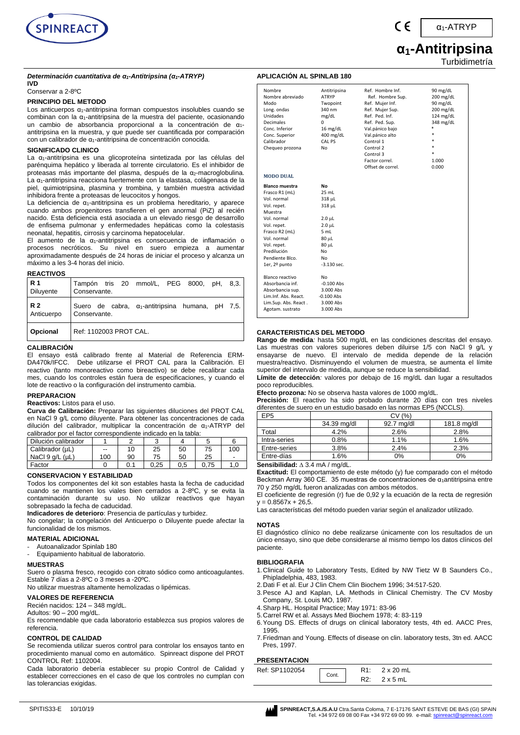# $\alpha_1$-Antitripsina

Turbidimetría

$\alpha_1$-ATRYP

***Determinación cuantitativa de $\alpha_1$-Antitripsina ($\alpha_1$-ATRYP)***

**IVD**

Conservar a 2-8ºC

## PRINCIPIO DEL METODO

Los anticuerpos $\alpha_1$-antitripsina forman compuestos insolubles cuando se combinan con la $\alpha_1$-antitripsina de la muestra del paciente, ocasionando un cambio de absorbancia proporcional a la concentración de $\alpha_1$-antitripsina en la muestra, y que puede ser cuantificada por comparación con un calibrador de $\alpha_1$-antitripsina de concentración conocida.

## SIGNIFICADO CLINICO

La $\alpha_1$-antitripsina es una glicoproteína sintetizada por las células del parénquima hepático y liberada al torrente circulatorio. Es el inhibidor de proteasas más importante del plasma, después de la $\alpha_2$-macroglobulina. La $\alpha_1$-antitripsina reacciona fuertemente con la elastasa, colágenasa de la piel, quimiotripsina, plasmina y trombina, y también muestra actividad inhibidora frente a proteasas de leucocitos y hongos.

La deficiencia de $\alpha_1$-antitripsina es un problema hereditario, y aparece cuando ambos progenitores transfieren el gen anormal (PiZ) al recién nacido. Esta deficiencia está asociada a un elevado riesgo de desarrollo de enfisema pulmonar y enfermedades hepáticas como la colestasis neonatal, hepatitis, cirrosis y carcinoma hepatocelular.

El aumento de la $\alpha_1$-antitripsina es consecuencia de inflamación o procesos necróticos. Su nivel en suero empieza a aumentar aproximadamente después de 24 horas de iniciar el proceso y alcanza un máximo a les 3-4 horas del inicio.

## REACTIVOS

| | |
|---|---|
| **R 1** Diluyente | Tampón tris 20 mmol/L, PEG 8000, pH, 8,3. Conservante. |
| **R 2** Anticuerpo | Suero de cabra, $\alpha_1$-antitripsina humana, pH 7,5. Conservante. |
| **Opcional** | Ref: 1102003 PROT CAL. |

## CALIBRACIÓN

El ensayo está calibrado frente al Material de Referencia ERM-DA470k/IFCC. Debe utilizarse el PROT CAL para la Calibración. El reactivo (tanto monoreactivo como bireactivo) se debe recalibrar cada mes, cuando los controles están fuera de especificaciones, y cuando el lote de reactivo o la configuración del instrumento cambia.

## PREPARACION

**Reactivos:** Listos para el uso.

**Curva de Calibración:** Preparar las siguientes diluciones del PROT CAL en NaCl 9 g/L como diluyente. Para obtener las concentraciones de cada dilución del calibrador, multiplicar la concentración de $\alpha_1$-ATRYP del calibrador por el factor correspondiente indicado en la tabla:

| Dilución calibrador | 1 | 2 | 3 | 4 | 5 | 6 |
|---|---|---|---|---|---|---|
| Calibrador (µL) | -- | 10 | 25 | 50 | 75 | 100 |
| NaCl 9 g/L (µL) | 100 | 90 | 75 | 50 | 25 | - |
| Factor | 0 | 0.1 | 0,25 | 0,5 | 0,75 | 1,0 |

## CONSERVACION Y ESTABILIDAD

Todos los componentes del kit son estables hasta la fecha de caducidad cuando se mantienen los viales bien cerrados a 2-8ºC, y se evita la contaminación durante su uso. No utilizar reactivos que hayan sobrepasado la fecha de caducidad.

**Indicadores de deterioro**: Presencia de partículas y turbidez.

No congelar; la congelación del Anticuerpo o Diluyente puede afectar la funcionalidad de los mismos.

## MATERIAL ADICIONAL

- Autoanalizador Spinlab 180
- Equipamiento habitual de laboratorio.

## MUESTRAS

Suero o plasma fresco, recogido con citrato sódico como anticoagulantes. Estable 7 días a 2-8ºC o 3 meses a -20ºC.

No utilizar muestras altamente hemolizadas o lipémicas.

## VALORES DE REFERENCIA

Recién nacidos: 124 – 348 mg/dL.

Adultos: 90 – 200 mg/dL.

Es recomendable que cada laboratorio establezca sus propios valores de referencia.

## CONTROL DE CALIDAD

Se recomienda utilizar sueros control para controlar los ensayos tanto en procedimiento manual como en automático. Spinreact dispone del PROT CONTROL Ref: 1102004.

Cada laboratorio debería establecer su propio Control de Calidad y establecer correcciones en el caso de que los controles no cumplan con las tolerancias exigidas.

## APLICACIÓN AL SPINLAB 180

| | | | |
|---|---|---|---|
| Nombre | Antitripsina | Ref. Hombre Inf. | 90 mg/dL |
| Nombre abreviado | ATRYP | Ref. Hombre Sup. | 200 mg/dL |
| Modo | Twopoint | Ref. Mujer Inf. | 90 mg/dL |
| Long. ondas | 340 nm | Ref. Mujer Sup. | 200 mg/dL |
| Unidades | mg/dL | Ref. Ped. Inf. | 124 mg/dL |
| Decimales | 0 | Ref. Ped. Sup. | 348 mg/dL |
| Conc. Inferior | 16 mg/dL | Val.pánico bajo | * |
| Conc. Superior | 400 mg/dL | Val.pánico alto | * |
| Calibrador | CAL PS | Control 1 | * |
| Chequeo prozona | No | Control 2 | * |
| | | Control 3 | * |
| | | Factor correl. | 1.000 |
| | | Offset de correl. | 0.000 |

**MODO DUAL**

| | |
|---|---|
| **Blanco muestra** | **No** |
| Frasco R1 (mL) | 25 mL |
| Vol. normal | 318 µL |
| Vol. repet. | 318 µL |
| Muestra | |
| Vol. normal | 2.0 µL |
| Vol. repet. | 2.0 µL |
| Frasco R2 (mL) | 5 mL |
| Vol. normal | 80 µL |
| Vol. repet. | 80 µL |
| Predilución | No |
| Pendiente Blco. | No |
| 1er, 2º punto | -3.130 sec. |
| | |
| Blanco reactivo | No |
| Absorbancia inf. | -0.100 Abs |
| Absorbancia sup. | 3.000 Abs |
| Lim.Inf. Abs. React. | -0.100 Abs |
| Lim.Sup. Abs. React . | 3.000 Abs |
| Agotam. sustrato | 3.000 Abs |

## CARACTERISTICAS DEL METODO

**Rango de medida***:* hasta 500 mg/dL en las condiciones descritas del ensayo. Las muestras con valores superiores deben diluirse 1/5 con NaCl 9 g/L y ensayarse de nuevo. El intervalo de medida depende de la relación muestra/reactivo. Disminuyendo el volumen de muestra, se aumenta el límite superior del intervalo de medida, aunque se reduce la sensibilidad.

**Límite de detección***:* valores por debajo de 16 mg/dL dan lugar a resultados poco reproducibles.

**Efecto prozona:** No se observa hasta valores de 1000 mg/dL.

**Precisión:** El reactivo ha sido probado durante 20 días con tres niveles diferentes de suero en un estudio basado en las normas EP5 (NCCLS).

| EP5 | CV (%) | | |
|---|---|---|---|
| | 34.39 mg/dl | 92.7 mg/dl | 181.8 mg/dl |
| Total | 4.2% | 2.6% | 2.8% |
| Intra-series | 0.8% | 1.1% | 1.6% |
| Entre-series | 3.8% | 2.4% | 2.3% |
| Entre-días | 1.6% | 0% | 0% |

**Sensibilidad:** $\Delta$ 3.4 mA / mg/dL.

**Exactitud:** El comportamiento de este método (y) fue comparado con el método Beckman Array 360 CE. 35 muestras de concentraciones de $\alpha_1$antitripsina entre 70 y 250 mg/dL fueron analizadas con ambos métodos.

El coeficiente de regresión (r) fue de 0,92 y la ecuación de la recta de regresión $y = 0.8567x + 26,5$.

Las características del método pueden variar según el analizador utilizado.

## NOTAS

El diagnóstico clínico no debe realizarse únicamente con los resultados de un único ensayo, sino que debe considerarse al mismo tiempo los datos clínicos del paciente.

## BIBLIOGRAFIA

1. Clinical Guide to Laboratory Tests, Edited by NW Tietz W B Saunders Co., Phipladelphia, 483, 1983.
2. Dati F et al. Eur J Clin Chem Clin Biochem 1996; 34:517-520.
3. Pesce AJ and Kaplan, LA. Methods in Clinical Chemistry. The CV Mosby Company, St. Louis MO, 1987.
4. Sharp HL. Hospital Practice; May 1971: 83-96
5. Carrel RW et al. Assays Med Biochem 1978; 4: 83-119
6. Young DS. Effects of drugs on clinical laboratory tests, 4th ed. AACC Pres, 1995.
7. Friedman and Young. Effects of disease on clin. laboratory tests, 3tn ed. AACC Pres, 1997.

## PRESENTACION

| | | |
|---|---|---|
| Ref: SP1102054 | Cont. | R1: 2 x 20 mL<br>R2: 2 x 5 mL |

SPITIS33-E 10/10/19

**SPINREACT,S.A./S.A.U** Ctra.Santa Coloma, 7 E-17176 SANT ESTEVE DE BAS (GI) SPAIN Tel. +34 972 69 08 00 Fax +34 972 69 00 99. e-mail: spinreact@spinreact.com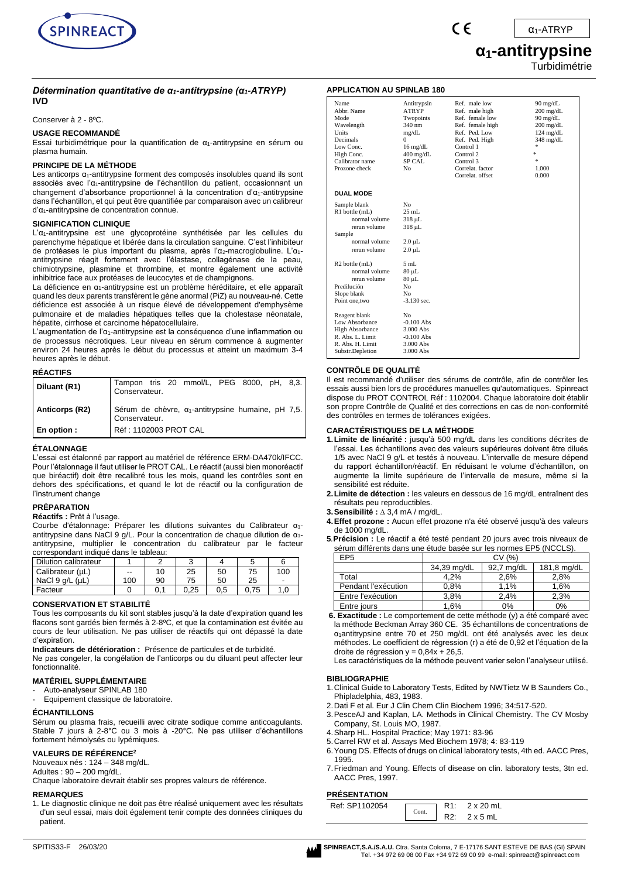SPINREACT

CE

$\alpha_1$-ATRYP

# $\alpha_1$-antitrypsine

Turbidimétrie

### *Détermination quantitative de $\alpha_1$-antitrypsine ($\alpha_1$-ATRYP)* IVD

Conserver à 2 - 8ºC.

#### USAGE RECOMMANDÉ

Essai turbidimétrique pour la quantification de $\alpha_1$-antitrypsine en sérum ou plasma humain.

#### PRINCIPE DE LA MÉTHODE

Les anticorps $\alpha_1$-antitrypsine forment des composés insolubles quand ils sont associés avec l'$\alpha_1$-antitrypsine de l'échantillon du patient, occasionnant un changement d'absorbance proportionnel à la concentration d'$\alpha_1$-antitrypsine dans l'échantillon, et qui peut être quantifiée par comparaison avec un calibreur d'$\alpha_1$-antitrypsine de concentration connue.

#### SIGNIFICATION CLINIQUE

L'$\alpha_1$-antitrypsine est une glycoprotéine synthétisée par les cellules du parenchyme hépatique et libérée dans la circulation sanguine. C'est l'inhibiteur de protéases le plus important du plasma, après l'$\alpha_2$-macroglobuline. L'$\alpha_1$-antitrypsine réagit fortement avec l'élastase, collagénase de la peau, chimiotrypsine, plasmine et thrombine, et montre également une activité inhibitrice face aux protéases de leucocytes et de champignons.

La déficience en $\alpha_1$-antitrypsine est un problème héréditaire, et elle apparaît quand les deux parents transfèrent le gène anormal (PiZ) au nouveau-né. Cette déficience est associée à un risque élevé de développement d'emphysème pulmonaire et de maladies hépatiques telles que la cholestase néonatale, hépatite, cirrhose et carcinome hépatocellulaire.

L'augmentation de l'$\alpha_1$-antitrypsine est la conséquence d'une inflammation ou de processus nécrotiques. Leur niveau en sérum commence à augmenter environ 24 heures après le début du processus et atteint un maximum 3-4 heures après le début.

#### RÉACTIFS

| | |
|---|---|
| **Diluant (R1)** | Tampon tris 20 mmol/L, PEG 8000, pH, 8,3. Conservateur. |
| **Anticorps (R2)** | Sérum de chèvre, $\alpha_1$-antitrypsine humaine, pH 7,5. Conservateur. |
| **En option :** | Réf : 1102003 PROT CAL |

#### ÉTALONNAGE

L'essai est étalonné par rapport au matériel de référence ERM-DA470k/IFCC. Pour l'étalonnage il faut utiliser le PROT CAL. Le réactif (aussi bien monoréactif que biréactif) doit être recalibré tous les mois, quand les contrôles sont en dehors des spécifications, et quand le lot de réactif ou la configuration de l'instrument change

#### PRÉPARATION

**Réactifs :** Prêt à l'usage.

Courbe d'étalonnage: Préparer les dilutions suivantes du Calibrateur $\alpha_1$-antitrypsine dans NaCl 9 g/L. Pour la concentration de chaque dilution de $\alpha_1$-antitrypsine, multiplier le concentration du calibrateur par le facteur correspondant indiqué dans le tableau:

| Dilution calibrateur | 1 | 2 | 3 | 4 | 5 | 6 |
|---|---|---|---|---|---|---|
| Calibrateur (µL) | -- | 10 | 25 | 50 | 75 | 100 |
| NaCl 9 g/L (µL) | 100 | 90 | 75 | 50 | 25 | - |
| Facteur | 0 | 0,1 | 0,25 | 0,5 | 0,75 | 1,0 |

#### CONSERVATION ET STABILITÉ

Tous les composants du kit sont stables jusqu'à la date d'expiration quand les flacons sont gardés bien fermés à 2-8ºC, et que la contamination est évitée au cours de leur utilisation. Ne pas utiliser de réactifs qui ont dépassé la date d'expiration.

**Indicateurs de détérioration :** Présence de particules et de turbidité.

Ne pas congeler, la congélation de l'anticorps ou du diluant peut affecter leur fonctionnalité.

#### MATÉRIEL SUPPLÉMENTAIRE

- Auto-analyseur SPINLAB 180
- Equipement classique de laboratoire.

#### ÉCHANTILLONS

Sérum ou plasma frais, recueilli avec citrate sodique comme anticoagulants. Stable 7 jours à 2-8°C ou 3 mois à -20°C. Ne pas utiliser d'échantillons fortement hémolysés ou lypémiques.

#### VALEURS DE RÉFÉRENCE[2]

Nouveaux nés : 124 – 348 mg/dL.

Adultes : 90 – 200 mg/dL.

Chaque laboratoire devrait établir ses propres valeurs de référence.

#### REMARQUES

1. Le diagnostic clinique ne doit pas être réalisé uniquement avec les résultats d'un seul essai, mais doit également tenir compte des données cliniques du patient.

#### APPLICATION AU SPINLAB 180

| | | | |
|---|---|---|---|
| Name | Antitrypsin | Ref. male low | 90 mg/dL |
| Abbr. Name | ATRYP | Ref. male high | 200 mg/dL |
| Mode | Twopoints | Ref. female low | 90 mg/dL |
| Wavelength | 340 nm | Ref. female high | 200 mg/dL |
| Units | mg/dL | Ref. Ped. Low | 124 mg/dL |
| Decimals | 0 | Ref. Ped. High | 348 mg/dL |
| Low Conc. | 16 mg/dL | Control 1 | * |
| High Conc. | 400 mg/dL | Control 2 | * |
| Calibrator name | SP CAL | Control 3 | * |
| Prozone check | No | Correlat. factor | 1.000 |
| | | Correlat. offset | 0.000 |

**DUAL MODE**

| | |
|---|---|
| Sample blank | No |
| R1 bottle (mL) | 25 mL |
| normal volume | 318 µL |
| rerun volume | 318 µL |
| Sample | |
| normal volume | 2.0 µL |
| rerun volume | 2.0 µL |
| R2 bottle (mL) | 5 mL |
| normal volume | 80 µL |
| rerun volume | 80 µL |
| Predilución | No |
| Slope blank | No |
| Point one,two | -3.130 sec. |
| Reagent blank | No |
| Low Absorbance | -0.100 Abs |
| High Absorbance | 3.000 Abs |
| R. Abs. L. Limit | -0.100 Abs |
| R. Abs. H. Limit | 3.000 Abs |
| Substr.Depletion | 3.000 Abs |

#### CONTRÔLE DE QUALITÉ

Il est recommandé d'utiliser des sérums de contrôle, afin de contrôler les essais aussi bien lors de procédures manuelles qu'automatiques. Spinreact dispose du PROT CONTROL Réf : 1102004. Chaque laboratoire doit établir son propre Contrôle de Qualité et des corrections en cas de non-conformité des contrôles en termes de tolérances exigées.

#### CARACTÉRISTIQUES DE LA MÉTHODE

1. **Limite de linéarité :** jusqu'à 500 mg/dL dans les conditions décrites de l'essai. Les échantillons avec des valeurs supérieures doivent être dilués 1/5 avec NaCl 9 g/L et testés à nouveau. L'intervalle de mesure dépend du rapport échantillon/réactif. En réduisant le volume d'échantillon, on augmente la limite supérieure de l'intervalle de mesure, même si la sensibilité est réduite.
2. **Limite de détection :** les valeurs en dessous de 16 mg/dL entraînent des résultats peu reproductibles.
3. **Sensibilité :** ∆ 3,4 mA / mg/dL.
4. **Effet prozone :** Aucun effet prozone n'a été observé jusqu'à des valeurs de 1000 mg/dL.
5. **Précision :** Le réactif a été testé pendant 20 jours avec trois niveaux de sérum différents dans une étude basée sur les normes EP5 (NCCLS).

| EP5 | CV (%) | | |
|---|---|---|---|
| | 34,39 mg/dL | 92,7 mg/dL | 181,8 mg/dL |
| Total | 4,2% | 2,6% | 2,8% |
| Pendant l'exécution | 0,8% | 1,1% | 1,6% |
| Entre l'exécution | 3,8% | 2,4% | 2,3% |
| Entre jours | 1,6% | 0% | 0% |

6. **Exactitude :** Le comportement de cette méthode (y) a été comparé avec la méthode Beckman Array 360 CE. 35 échantillons de concentrations de $\alpha_1$antitrypsine entre 70 et 250 mg/dL ont été analysés avec les deux méthodes. Le coefficient de régression (r) a été de 0,92 et l'équation de la droite de régression $y = 0{,}84x + 26{,}5$.

Les caractéristiques de la méthode peuvent varier selon l'analyseur utilisé.

#### BIBLIOGRAPHIE

1. Clinical Guide to Laboratory Tests, Edited by NWTietz W B Saunders Co., Phipladelphia, 483, 1983.
2. Dati F et al. Eur J Clin Chem Clin Biochem 1996; 34:517-520.
3. PesceAJ and Kaplan, LA. Methods in Clinical Chemistry. The CV Mosby Company, St. Louis MO, 1987.
4. Sharp HL. Hospital Practice; May 1971: 83-96
5. Carrel RW et al. Assays Med Biochem 1978; 4: 83-119
6. Young DS. Effects of drugs on clinical laboratory tests, 4th ed. AACC Pres, 1995.
7. Friedman and Young. Effects of disease on clin. laboratory tests, 3tn ed. AACC Pres, 1997.

#### PRÉSENTATION

| | | |
|---|---|---|
| Ref: SP1102054 | Cont. | R1: 2 x 20 mL |
| | | R2: 2 x 5 mL |

SPITIS33-F 26/03/20

SPINREACT,S.A./S.A.U. Ctra. Santa Coloma, 7 E-17176 SANT ESTEVE DE BAS (GI) SPAIN
Tel. +34 972 69 08 00 Fax +34 972 69 00 99 e-mail: spinreact@spinreact.com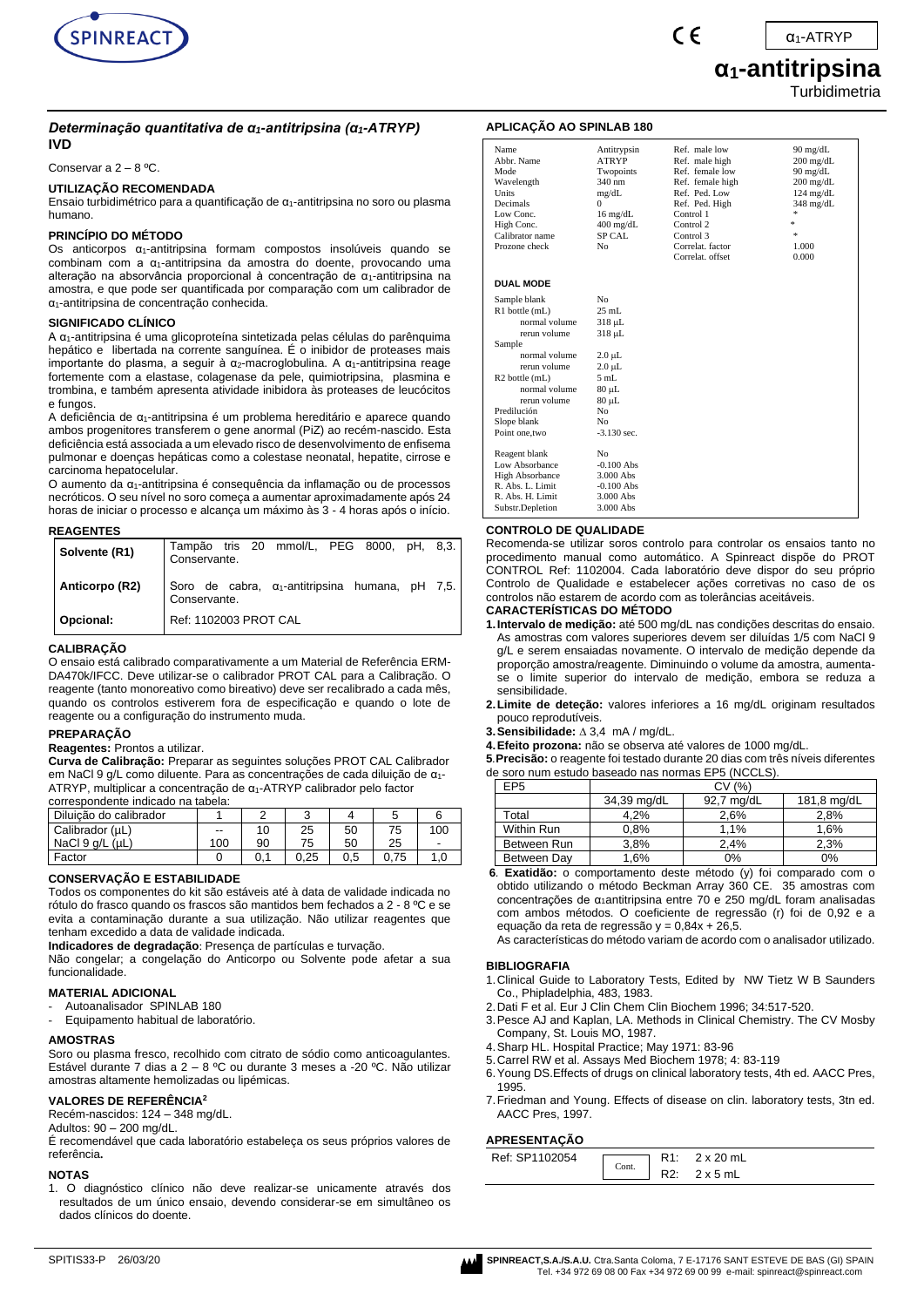# $\alpha_1$-antitripsina

Turbidimetria

$\alpha_1$-ATRYP

### *Determinação quantitativa de $\alpha_1$-antitripsina ($\alpha_1$-ATRYP)*

**IVD**

Conservar a 2 – 8 ºC.

#### UTILIZAÇÃO RECOMENDADA

Ensaio turbidimétrico para a quantificação de $\alpha_1$-antitripsina no soro ou plasma humano.

#### PRINCÍPIO DO MÉTODO

Os anticorpos $\alpha_1$-antitripsina formam compostos insolúveis quando se combinam com a $\alpha_1$-antitripsina da amostra do doente, provocando uma alteração na absorvância proporcional à concentração de $\alpha_1$-antitripsina na amostra, e que pode ser quantificada por comparação com um calibrador de $\alpha_1$-antitripsina de concentração conhecida.

#### SIGNIFICADO CLÍNICO

A $\alpha_1$-antitripsina é uma glicoproteína sintetizada pelas células do parênquima hepático e libertada na corrente sanguínea. É o inibidor de proteases mais importante do plasma, a seguir à $\alpha_2$-macroglobulina. A $\alpha_1$-antitripsina reage fortemente com a elastase, colagenase da pele, quimiotripsina, plasmina e trombina, e também apresenta atividade inibidora às proteases de leucócitos e fungos.

A deficiência de $\alpha_1$-antitripsina é um problema hereditário e aparece quando ambos progenitores transferem o gene anormal (PiZ) ao recém-nascido. Esta deficiência está associada a um elevado risco de desenvolvimento de enfisema pulmonar e doenças hepáticas como a colestase neonatal, hepatite, cirrose e carcinoma hepatocelular.

O aumento da $\alpha_1$-antitripsina é consequência da inflamação ou de processos necróticos. O seu nível no soro começa a aumentar aproximadamente após 24 horas de iniciar o processo e alcança um máximo às 3 - 4 horas após o início.

#### REAGENTES

| | |
|---|---|
| **Solvente (R1)** | Tampão tris 20 mmol/L, PEG 8000, pH, 8,3. Conservante. |
| **Anticorpo (R2)** | Soro de cabra, $\alpha_1$-antitripsina humana, pH 7,5. Conservante. |
| **Opcional:** | Ref: 1102003 PROT CAL |

#### CALIBRAÇÃO

O ensaio está calibrado comparativamente a um Material de Referência ERM-DA470k/IFCC. Deve utilizar-se o calibrador PROT CAL para a Calibração. O reagente (tanto monoreativo como bireativo) deve ser recalibrado a cada mês, quando os controlos estiverem fora de especificação e quando o lote de reagente ou a configuração do instrumento muda.

#### PREPARAÇÃO

**Reagentes:** Prontos a utilizar.

**Curva de Calibração:** Preparar as seguintes soluções PROT CAL Calibrador em NaCl 9 g/L como diluente. Para as concentrações de cada diluição de $\alpha_1$-ATRYP, multiplicar a concentração de $\alpha_1$-ATRYP calibrador pelo factor correspondente indicado na tabela:

| Diluição do calibrador | 1 | 2 | 3 | 4 | 5 | 6 |
|---|---|---|---|---|---|---|
| Calibrador (µL) | -- | 10 | 25 | 50 | 75 | 100 |
| NaCl 9 g/L (µL) | 100 | 90 | 75 | 50 | 25 | - |
| Factor | 0 | 0,1 | 0,25 | 0,5 | 0,75 | 1,0 |

#### CONSERVAÇÃO E ESTABILIDADE

Todos os componentes do kit são estáveis até à data de validade indicada no rótulo do frasco quando os frascos são mantidos bem fechados a 2 - 8 ºC e se evita a contaminação durante a sua utilização. Não utilizar reagentes que tenham excedido a data de validade indicada.

**Indicadores de degradação**: Presença de partículas e turvação.

Não congelar; a congelação do Anticorpo ou Solvente pode afetar a sua funcionalidade.

#### MATERIAL ADICIONAL

- Autoanalisador SPINLAB 180
- Equipamento habitual de laboratório.

#### AMOSTRAS

Soro ou plasma fresco, recolhido com citrato de sódio como anticoagulantes. Estável durante 7 dias a 2 – 8 ºC ou durante 3 meses a -20 ºC. Não utilizar amostras altamente hemolizadas ou lipémicas.

#### VALORES DE REFERÊNCIA[2]

Recém-nascidos: 124 – 348 mg/dL.

Adultos: 90 – 200 mg/dL.

É recomendável que cada laboratório estabeleça os seus próprios valores de referência**.**

#### NOTAS

1. O diagnóstico clínico não deve realizar-se unicamente através dos resultados de um único ensaio, devendo considerar-se em simultâneo os dados clínicos do doente.

#### APLICAÇÃO AO SPINLAB 180

| | | | |
|---|---|---|---|
| Name | Antitrypsin | Ref. male low | 90 mg/dL |
| Abbr. Name | ATRYP | Ref. male high | 200 mg/dL |
| Mode | Twopoints | Ref. female low | 90 mg/dL |
| Wavelength | 340 nm | Ref. female high | 200 mg/dL |
| Units | mg/dL | Ref. Ped. Low | 124 mg/dL |
| Decimals | 0 | Ref. Ped. High | 348 mg/dL |
| Low Conc. | 16 mg/dL | Control 1 | * |
| High Conc. | 400 mg/dL | Control 2 | * |
| Calibrator name | SP CAL | Control 3 | * |
| Prozone check | No | Correlat. factor | 1.000 |
| | | Correlat. offset | 0.000 |

**DUAL MODE**

| | |
|---|---|
| Sample blank | No |
| R1 bottle (mL) | 25 mL |
| normal volume | 318 µL |
| rerun volume | 318 µL |
| Sample | |
| normal volume | 2.0 µL |
| rerun volume | 2.0 µL |
| R2 bottle (mL) | 5 mL |
| normal volume | 80 µL |
| rerun volume | 80 µL |
| Predilución | No |
| Slope blank | No |
| Point one,two | -3.130 sec. |
| Reagent blank | No |
| Low Absorbance | -0.100 Abs |
| High Absorbance | 3.000 Abs |
| R. Abs. L. Limit | -0.100 Abs |
| R. Abs. H. Limit | 3.000 Abs |
| Substr.Depletion | 3.000 Abs |

#### CONTROLO DE QUALIDADE

Recomenda-se utilizar soros controlo para controlar os ensaios tanto no procedimento manual como automático. A Spinreact dispõe do PROT CONTROL Ref: 1102004. Cada laboratório deve dispor do seu próprio Controlo de Qualidade e estabelecer ações corretivas no caso de os controlos não estarem de acordo com as tolerâncias aceitáveis.

#### CARACTERÍSTICAS DO MÉTODO

1. **Intervalo de medição:** até 500 mg/dL nas condições descritas do ensaio. As amostras com valores superiores devem ser diluídas 1/5 com NaCl 9 g/L e serem ensaiadas novamente. O intervalo de medição depende da proporção amostra/reagente. Diminuindo o volume da amostra, aumenta-se o limite superior do intervalo de medição, embora se reduza a sensibilidade.
2. **Limite de deteção:** valores inferiores a 16 mg/dL originam resultados pouco reprodutíveis.
3. **Sensibilidade:** $\Delta$ 3,4 mA / mg/dL.
4. **Efeito prozona:** não se observa até valores de 1000 mg/dL.
5. **Precisão:** o reagente foi testado durante 20 dias com três níveis diferentes de soro num estudo baseado nas normas EP5 (NCCLS).

| EP5 | CV (%) | | |
|---|---|---|---|
| | 34,39 mg/dL | 92,7 mg/dL | 181,8 mg/dL |
| Total | 4,2% | 2,6% | 2,8% |
| Within Run | 0,8% | 1,1% | 1,6% |
| Between Run | 3,8% | 2,4% | 2,3% |
| Between Day | 1,6% | 0% | 0% |

6. **Exatidão:** o comportamento deste método (y) foi comparado com o obtido utilizando o método Beckman Array 360 CE. 35 amostras com concentrações de $\alpha_1$antitripsina entre 70 e 250 mg/dL foram analisadas com ambos métodos. O coeficiente de regressão (r) foi de 0,92 e a equação da reta de regressão y = 0,84x + 26,5.

As características do método variam de acordo com o analisador utilizado.

#### BIBLIOGRAFIA

1. Clinical Guide to Laboratory Tests, Edited by NW Tietz W B Saunders Co., Phipladelphia, 483, 1983.
2. Dati F et al. Eur J Clin Chem Clin Biochem 1996; 34:517-520.
3. Pesce AJ and Kaplan, LA. Methods in Clinical Chemistry. The CV Mosby Company, St. Louis MO, 1987.
4. Sharp HL. Hospital Practice; May 1971: 83-96
5. Carrel RW et al. Assays Med Biochem 1978; 4: 83-119
6. Young DS.Effects of drugs on clinical laboratory tests, 4th ed. AACC Pres, 1995.
7. Friedman and Young. Effects of disease on clin. laboratory tests, 3tn ed. AACC Pres, 1997.

#### APRESENTAÇÃO

| | | |
|---|---|---|
| Ref: SP1102054 | Cont. | R1: 2 x 20 mL |
| | | R2: 2 x 5 mL |